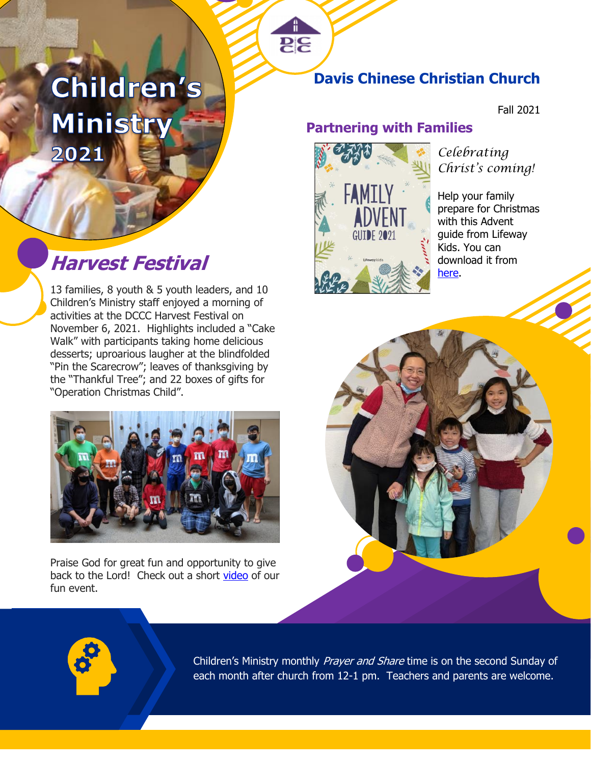# Children's Ministry 2021

## Davis Chinese Christian Church

Fall 2021

## Harvest Festival

13 families, 8 youth & 5 youth leaders, and 10 Children's Ministry staff enjoyed a morning of activities at the DCCC Harvest Festival on November 6, 2021. Highlights included a "Cake Walk" with participants taking home delicious desserts; uproarious laughter at the blindfolded "Pin the Scarecrow"; leaves of thanksgiving by the "Thankful Tree"; and 22 boxes of gifts for "Operation Christmas Child".

Praise God for great fun and opportunity to give back to the Lord! Check out a short video of our fun event.

## Partnering with Families

*Celebrating Christ's coming!*

Help your family prepare for Christmas with this Advent guide from Lifeway Kids. You can download it from here.

Children's Ministry monthly *Prayer and Share* time is on the second Sunday of each month after church from 12-1 pm. Teachers and parents are welcome.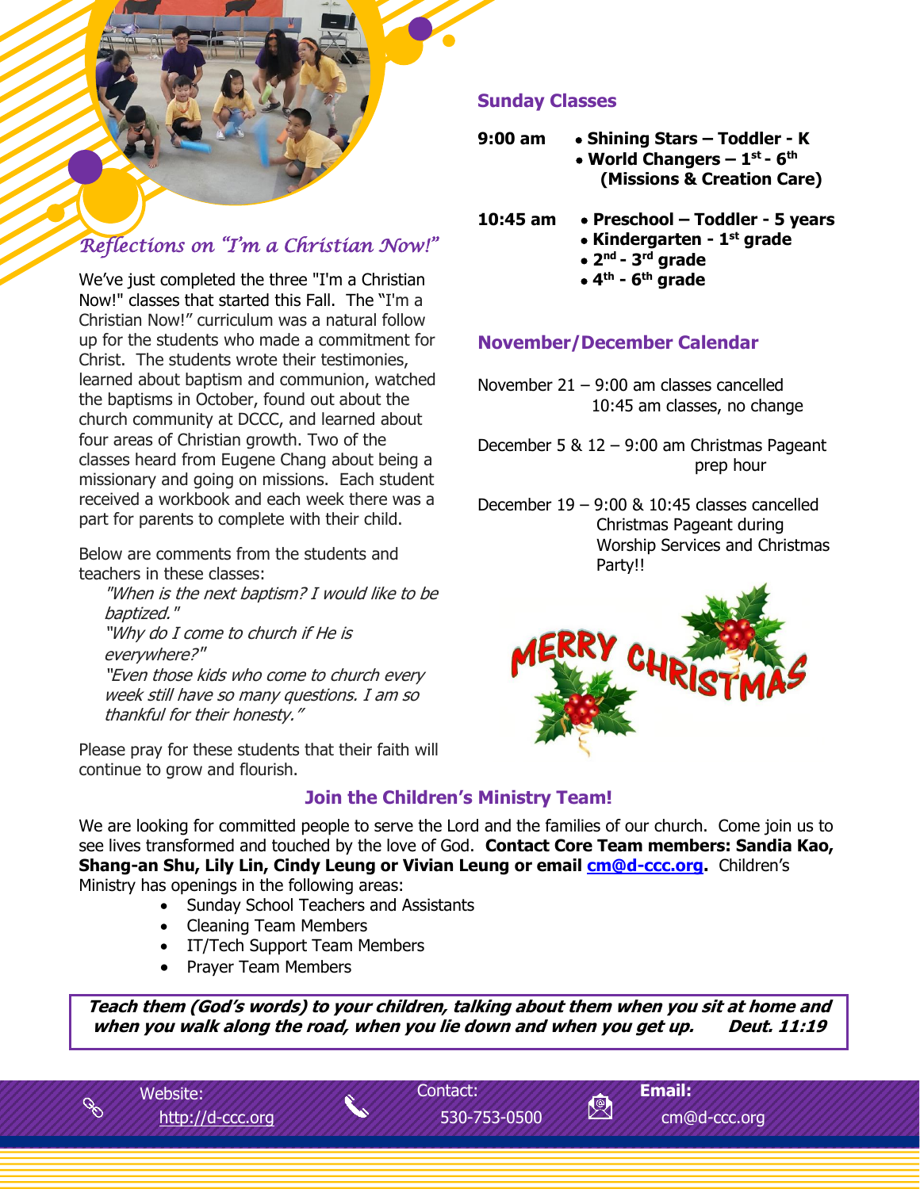## Reflections on "I'm a Christian Now!"

We've just completed the three "I'm a Christian Now!" classes that started this Fall. The "I'm a Christian Now!" curriculum was a natural follow up for the students who made a commitment for Christ. The students wrote their testimonies, learned about baptism and communion, watched the baptisms in October, found out about the church community at DCCC, and learned about four areas of Christian growth. Two of the classes heard from Eugene Chang about being a missionary and going on missions. Each student received a workbook and each week there was a part for parents to complete with their child.

Below are comments from the students and teachers in these classes:

> *"When is the next baptism? I would like to be baptized."*
> *"Why do I come to church if He is everywhere?"*
> *"Even those kids who come to church every week still have so many questions. I am so thankful for their honesty."*

Please pray for these students that their faith will continue to grow and flourish.

## Sunday Classes

**9:00 am**
- **Shining Stars – Toddler - K**
- **World Changers – 1st - 6th (Missions & Creation Care)**

**10:45 am**
- **Preschool – Toddler - 5 years**
- **Kindergarten - 1st grade**
- **2nd - 3rd grade**
- **4th - 6th grade**

## November/December Calendar

November 21 – 9:00 am classes cancelled
10:45 am classes, no change

December 5 & 12 – 9:00 am Christmas Pageant prep hour

December 19 – 9:00 & 10:45 classes cancelled
Christmas Pageant during Worship Services and Christmas Party!!

MERRY CHRISTMAS

## Join the Children's Ministry Team!

We are looking for committed people to serve the Lord and the families of our church. Come join us to see lives transformed and touched by the love of God. **Contact Core Team members: Sandia Kao, Shang-an Shu, Lily Lin, Cindy Leung or Vivian Leung or email cm@d-ccc.org.** Children's Ministry has openings in the following areas:

- Sunday School Teachers and Assistants
- Cleaning Team Members
- IT/Tech Support Team Members
- Prayer Team Members

***Teach them (God's words) to your children, talking about them when you sit at home and when you walk along the road, when you lie down and when you get up. Deut. 11:19***

Website: http://d-ccc.org
Contact: 530-753-0500
**Email:** cm@d-ccc.org